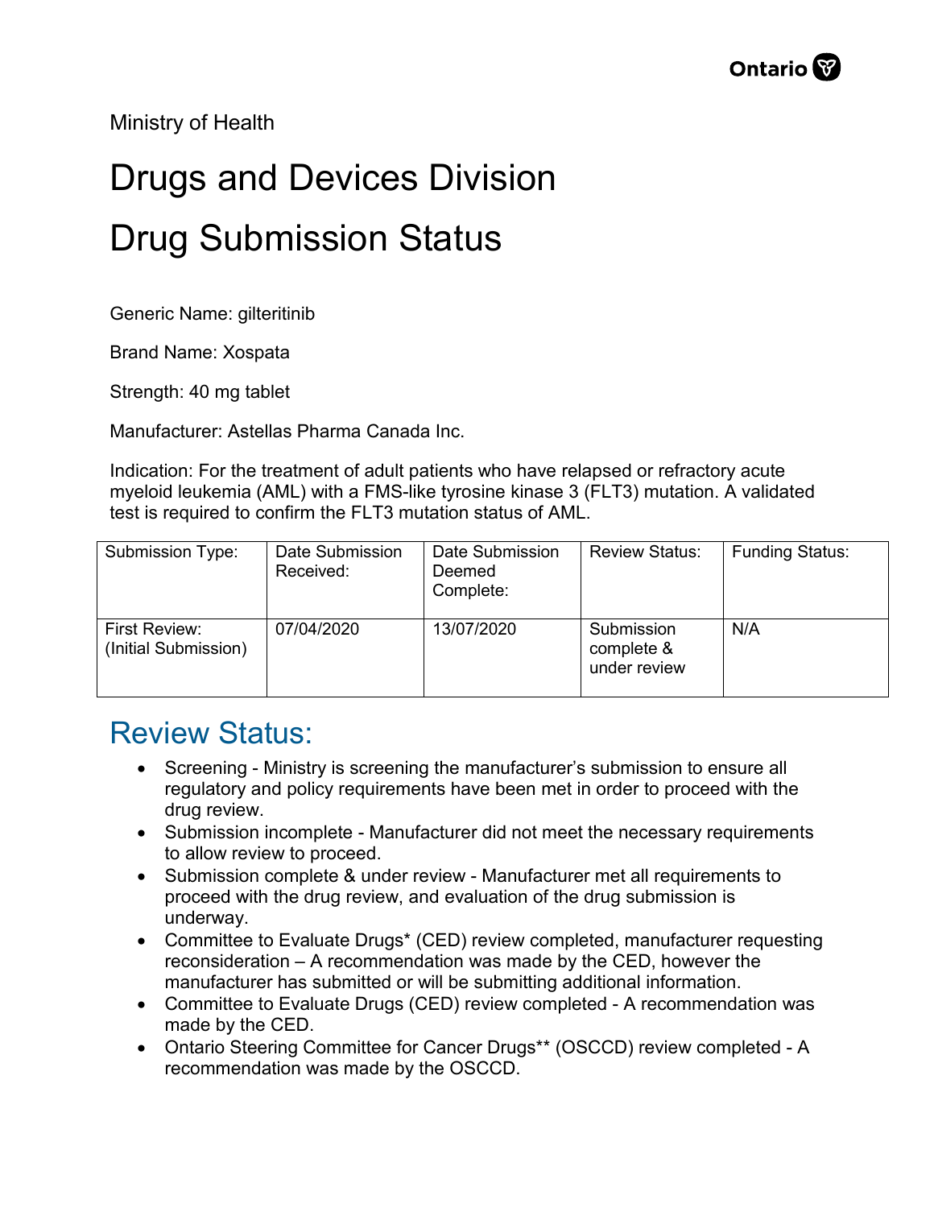Ministry of Health

# Drugs and Devices Division

# Drug Submission Status

Generic Name: gilteritinib

Brand Name: Xospata

Strength: 40 mg tablet

Manufacturer: Astellas Pharma Canada Inc.

Indication: For the treatment of adult patients who have relapsed or refractory acute myeloid leukemia (AML) with a FMS-like tyrosine kinase 3 (FLT3) mutation. A validated test is required to confirm the FLT3 mutation status of AML.

| Submission Type: | Date Submission Received: | Date Submission Deemed Complete: | Review Status: | Funding Status: |
|---|---|---|---|---|
| First Review: (Initial Submission) | 07/04/2020 | 13/07/2020 | Submission complete & under review | N/A |

## Review Status:

- Screening - Ministry is screening the manufacturer's submission to ensure all regulatory and policy requirements have been met in order to proceed with the drug review.
- Submission incomplete - Manufacturer did not meet the necessary requirements to allow review to proceed.
- Submission complete & under review - Manufacturer met all requirements to proceed with the drug review, and evaluation of the drug submission is underway.
- Committee to Evaluate Drugs* (CED) review completed, manufacturer requesting reconsideration – A recommendation was made by the CED, however the manufacturer has submitted or will be submitting additional information.
- Committee to Evaluate Drugs (CED) review completed - A recommendation was made by the CED.
- Ontario Steering Committee for Cancer Drugs** (OSCCD) review completed - A recommendation was made by the OSCCD.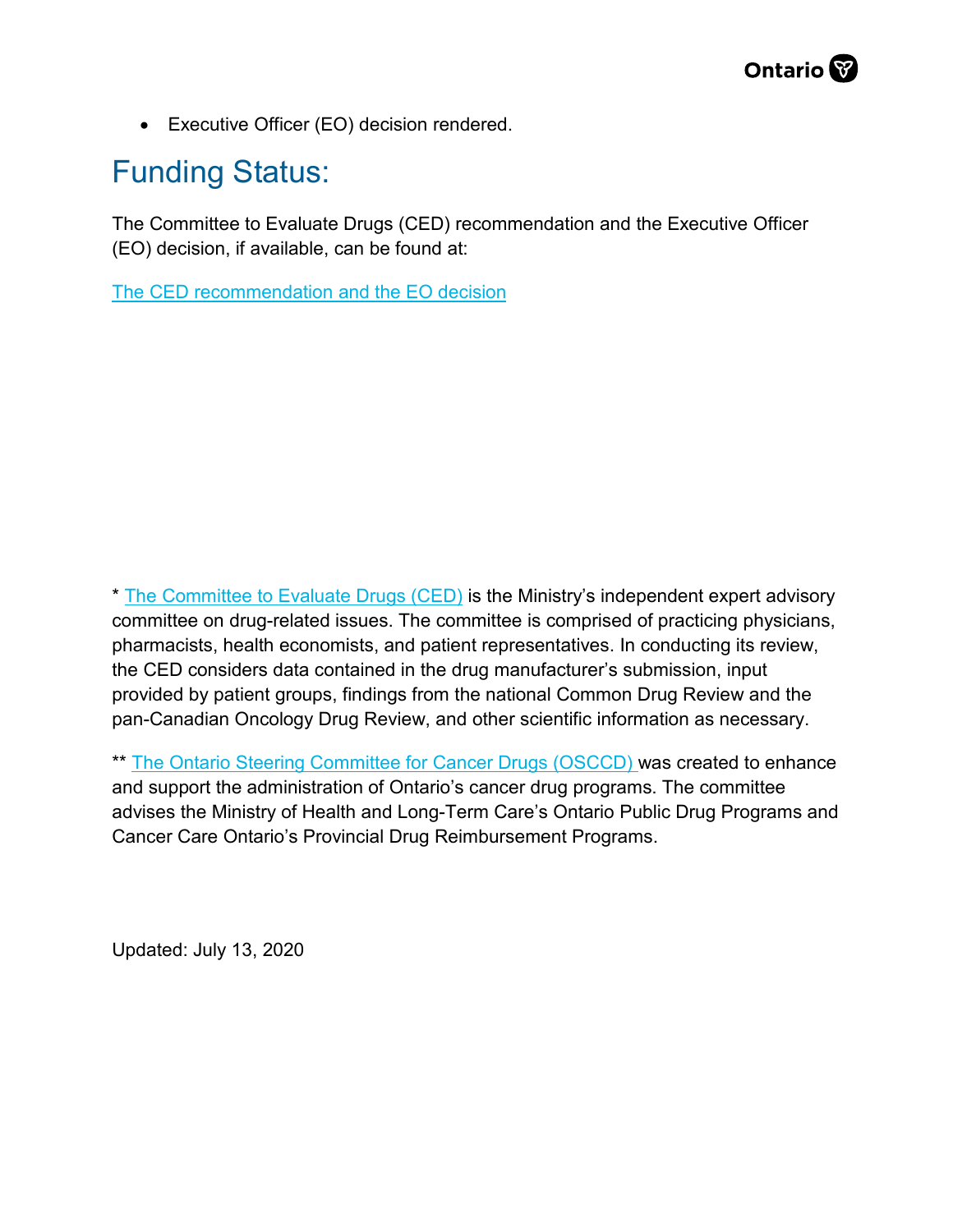- Executive Officer (EO) decision rendered.

## Funding Status:

The Committee to Evaluate Drugs (CED) recommendation and the Executive Officer (EO) decision, if available, can be found at:

The CED recommendation and the EO decision

* The Committee to Evaluate Drugs (CED) is the Ministry's independent expert advisory committee on drug-related issues. The committee is comprised of practicing physicians, pharmacists, health economists, and patient representatives. In conducting its review, the CED considers data contained in the drug manufacturer's submission, input provided by patient groups, findings from the national Common Drug Review and the pan-Canadian Oncology Drug Review, and other scientific information as necessary.

** The Ontario Steering Committee for Cancer Drugs (OSCCD) was created to enhance and support the administration of Ontario's cancer drug programs. The committee advises the Ministry of Health and Long-Term Care's Ontario Public Drug Programs and Cancer Care Ontario's Provincial Drug Reimbursement Programs.

Updated: July 13, 2020